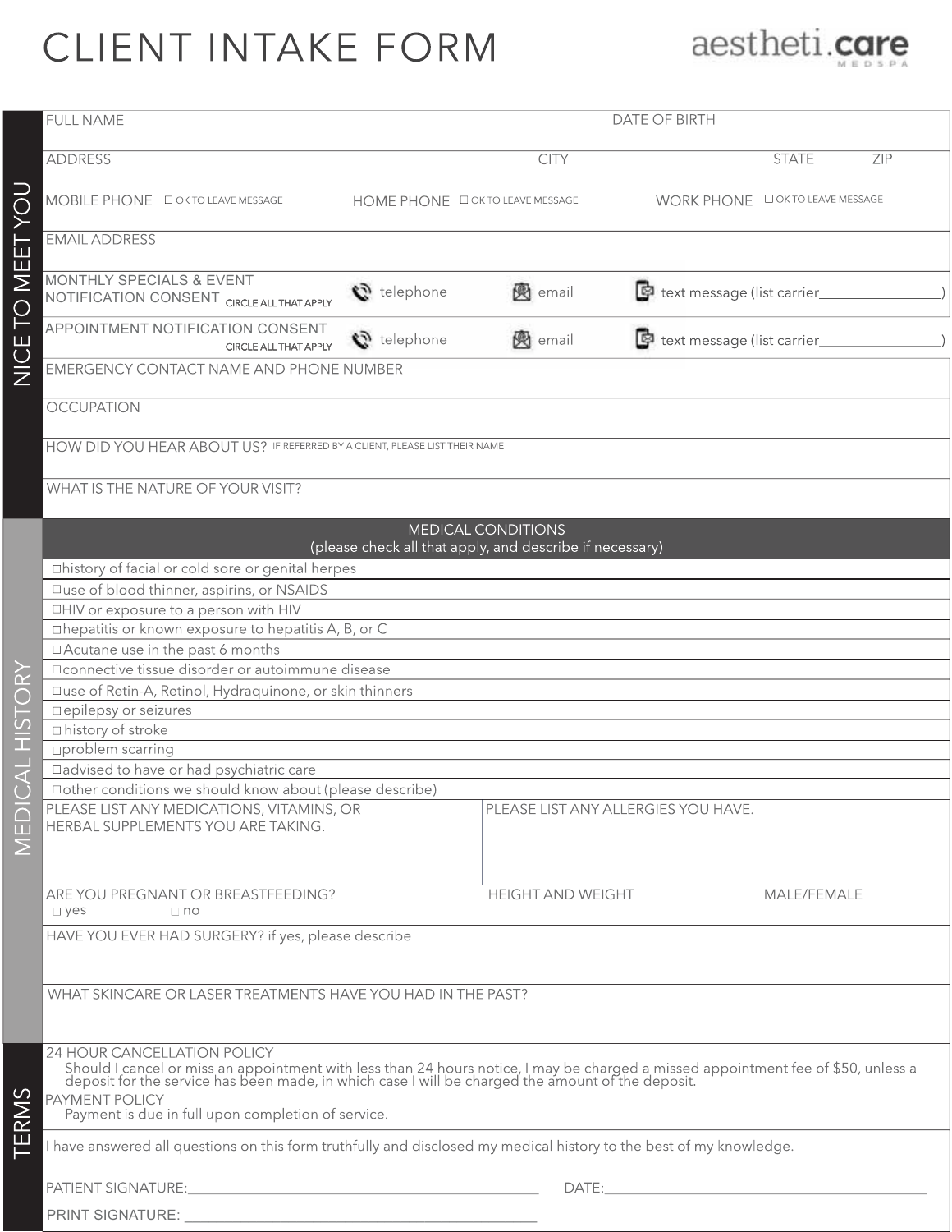# CLIENT INTAKE FORM

aestheti.care MEDSPA

## NICE TO MEET YOU

FULL NAME | DATE OF BIRTH

ADDRESS | CITY | STATE | ZIP

MOBILE PHONE ☐ OK TO LEAVE MESSAGE | HOME PHONE ☐ OK TO LEAVE MESSAGE | WORK PHONE ☐ OK TO LEAVE MESSAGE

EMAIL ADDRESS

MONTHLY SPECIALS & EVENT NOTIFICATION CONSENT CIRCLE ALL THAT APPLY | telephone | email | text message (list carrier________________)

APPOINTMENT NOTIFICATION CONSENT CIRCLE ALL THAT APPLY | telephone | email | text message (list carrier________________)

EMERGENCY CONTACT NAME AND PHONE NUMBER

OCCUPATION

HOW DID YOU HEAR ABOUT US? IF REFERRED BY A CLIENT, PLEASE LIST THEIR NAME

WHAT IS THE NATURE OF YOUR VISIT?

## MEDICAL HISTORY

### MEDICAL CONDITIONS
(please check all that apply, and describe if necessary)

- ☐ history of facial or cold sore or genital herpes
- ☐ use of blood thinner, aspirins, or NSAIDS
- ☐ HIV or exposure to a person with HIV
- ☐ hepatitis or known exposure to hepatitis A, B, or C
- ☐ Acutane use in the past 6 months
- ☐ connective tissue disorder or autoimmune disease
- ☐ use of Retin-A, Retinol, Hydraquinone, or skin thinners
- ☐ epilepsy or seizures
- ☐ history of stroke
- ☐ problem scarring
- ☐ advised to have or had psychiatric care
- ☐ other conditions we should know about (please describe)

PLEASE LIST ANY MEDICATIONS, VITAMINS, OR HERBAL SUPPLEMENTS YOU ARE TAKING. | PLEASE LIST ANY ALLERGIES YOU HAVE.

ARE YOU PREGNANT OR BREASTFEEDING? ☐ yes ☐ no | HEIGHT AND WEIGHT | MALE/FEMALE

HAVE YOU EVER HAD SURGERY? if yes, please describe

WHAT SKINCARE OR LASER TREATMENTS HAVE YOU HAD IN THE PAST?

## TERMS

24 HOUR CANCELLATION POLICY
Should I cancel or miss an appointment with less than 24 hours notice, I may be charged a missed appointment fee of $50, unless a deposit for the service has been made, in which case I will be charged the amount of the deposit.

PAYMENT POLICY
Payment is due in full upon completion of service.

I have answered all questions on this form truthfully and disclosed my medical history to the best of my knowledge.

PATIENT SIGNATURE:____________________________________________ DATE:____________________________________________

PRINT SIGNATURE: ____________________________________________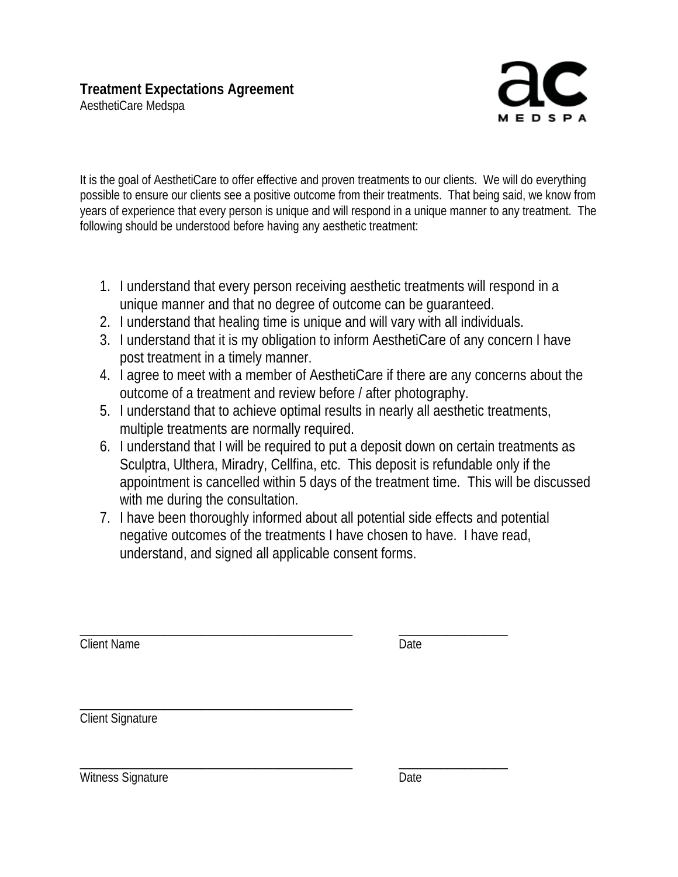**Treatment Expectations Agreement**
AesthetiCare Medspa

It is the goal of AesthetiCare to offer effective and proven treatments to our clients. We will do everything possible to ensure our clients see a positive outcome from their treatments. That being said, we know from years of experience that every person is unique and will respond in a unique manner to any treatment. The following should be understood before having any aesthetic treatment:

1. I understand that every person receiving aesthetic treatments will respond in a unique manner and that no degree of outcome can be guaranteed.
2. I understand that healing time is unique and will vary with all individuals.
3. I understand that it is my obligation to inform AesthetiCare of any concern I have post treatment in a timely manner.
4. I agree to meet with a member of AesthetiCare if there are any concerns about the outcome of a treatment and review before / after photography.
5. I understand that to achieve optimal results in nearly all aesthetic treatments, multiple treatments are normally required.
6. I understand that I will be required to put a deposit down on certain treatments as Sculptra, Ulthera, Miradry, Cellfina, etc. This deposit is refundable only if the appointment is cancelled within 5 days of the treatment time. This will be discussed with me during the consultation.
7. I have been thoroughly informed about all potential side effects and potential negative outcomes of the treatments I have chosen to have. I have read, understand, and signed all applicable consent forms.

___________________________________________ ________________
Client Name Date

___________________________________________
Client Signature

___________________________________________ ________________
Witness Signature Date